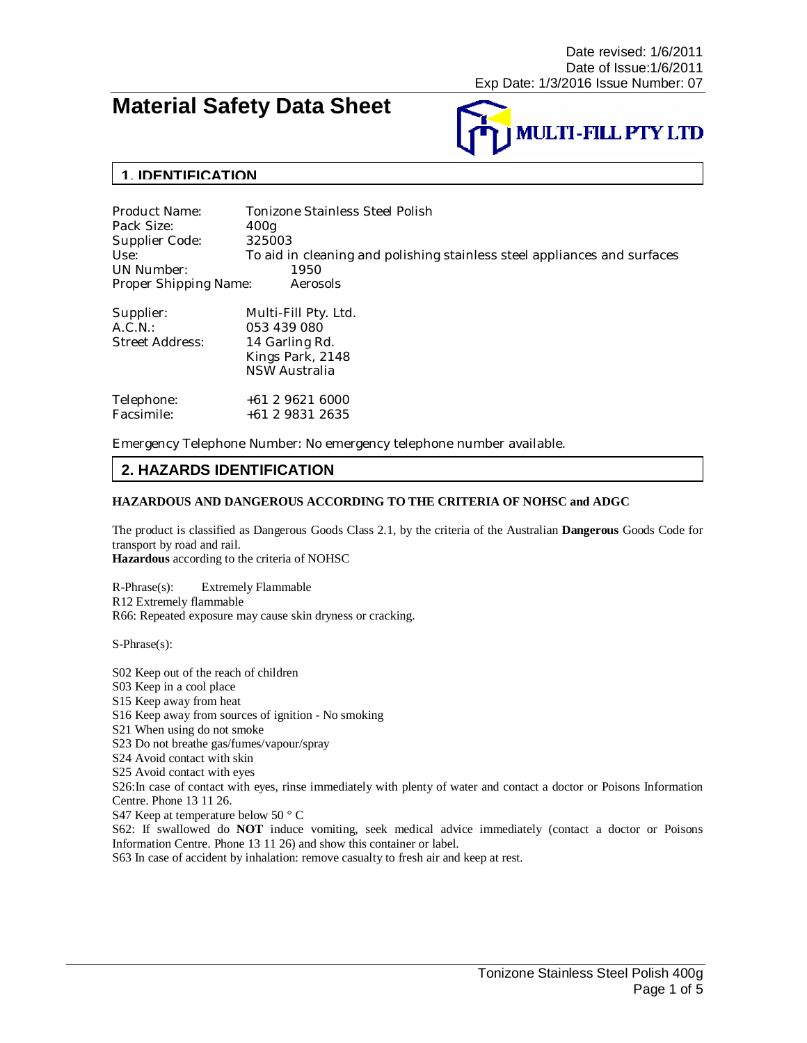Date revised: 1/6/2011
Date of Issue:1/6/2011
Exp Date: 1/3/2016 Issue Number: 07

# Material Safety Data Sheet

**MULTI-FILL PTY LTD**

## 1. IDENTIFICATION

| | |
|---|---|
| Product Name: | Tonizone Stainless Steel Polish |
| Pack Size: | 400g |
| Supplier Code: | 325003 |
| Use: | To aid in cleaning and polishing stainless steel appliances and surfaces |
| UN Number: | 1950 |
| Proper Shipping Name: | Aerosols |

| | |
|---|---|
| Supplier: | Multi-Fill Pty. Ltd. |
| A.C.N.: | 053 439 080 |
| Street Address: | 14 Garling Rd.<br>Kings Park, 2148<br>NSW Australia |

| | |
|---|---|
| Telephone: | +61 2 9621 6000 |
| Facsimile: | +61 2 9831 2635 |

Emergency Telephone Number: No emergency telephone number available.

## 2. HAZARDS IDENTIFICATION

**HAZARDOUS AND DANGEROUS ACCORDING TO THE CRITERIA OF NOHSC and ADGC**

The product is classified as Dangerous Goods Class 2.1, by the criteria of the Australian **Dangerous** Goods Code for transport by road and rail.
**Hazardous** according to the criteria of NOHSC

R-Phrase(s): Extremely Flammable
R12 Extremely flammable
R66: Repeated exposure may cause skin dryness or cracking.

S-Phrase(s):

S02 Keep out of the reach of children
S03 Keep in a cool place
S15 Keep away from heat
S16 Keep away from sources of ignition - No smoking
S21 When using do not smoke
S23 Do not breathe gas/fumes/vapour/spray
S24 Avoid contact with skin
S25 Avoid contact with eyes
S26:In case of contact with eyes, rinse immediately with plenty of water and contact a doctor or Poisons Information Centre. Phone 13 11 26.
S47 Keep at temperature below 50 ° C
S62: If swallowed do **NOT** induce vomiting, seek medical advice immediately (contact a doctor or Poisons Information Centre. Phone 13 11 26) and show this container or label.
S63 In case of accident by inhalation: remove casualty to fresh air and keep at rest.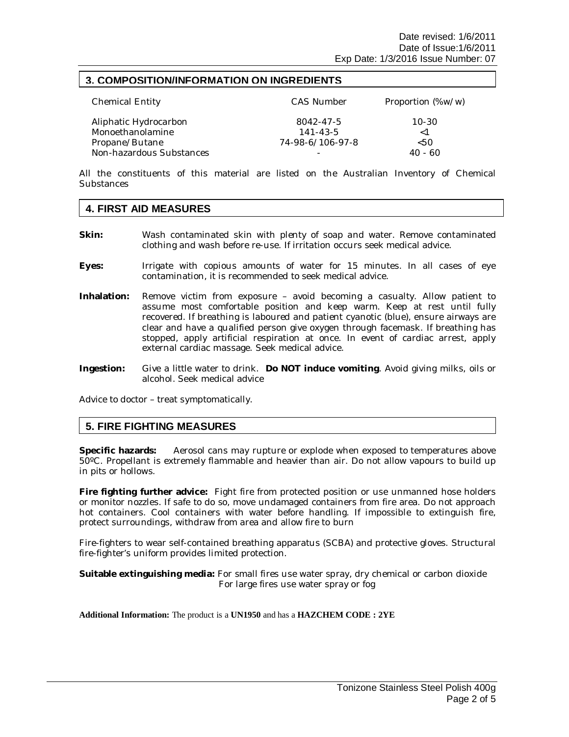## 3. COMPOSITION/INFORMATION ON INGREDIENTS

| Chemical Entity | CAS Number | Proportion (%w/w) |
|---|---|---|
| Aliphatic Hydrocarbon | 8042-47-5 | 10-30 |
| Monoethanolamine | 141-43-5 | <1 |
| Propane/Butane | 74-98-6/106-97-8 | <50 |
| Non-hazardous Substances | - | 40 - 60 |

All the constituents of this material are listed on the Australian Inventory of Chemical Substances

## 4. FIRST AID MEASURES

**Skin:** Wash contaminated skin with plenty of soap and water. Remove contaminated clothing and wash before re-use. If irritation occurs seek medical advice.

**Eyes:** Irrigate with copious amounts of water for 15 minutes. In all cases of eye contamination, it is recommended to seek medical advice.

**Inhalation:** Remove victim from exposure – avoid becoming a casualty. Allow patient to assume most comfortable position and keep warm. Keep at rest until fully recovered. If breathing is laboured and patient cyanotic (blue), ensure airways are clear and have a qualified person give oxygen through facemask. If breathing has stopped, apply artificial respiration at once. In event of cardiac arrest, apply external cardiac massage. Seek medical advice.

**Ingestion:** Give a little water to drink. **Do NOT induce vomiting**. Avoid giving milks, oils or alcohol. Seek medical advice

Advice to doctor – treat symptomatically.

## 5. FIRE FIGHTING MEASURES

**Specific hazards:** Aerosol cans may rupture or explode when exposed to temperatures above 50ºC. Propellant is extremely flammable and heavier than air. Do not allow vapours to build up in pits or hollows.

**Fire fighting further advice:** Fight fire from protected position or use unmanned hose holders or monitor nozzles. If safe to do so, move undamaged containers from fire area. Do not approach hot containers. Cool containers with water before handling. If impossible to extinguish fire, protect surroundings, withdraw from area and allow fire to burn

Fire-fighters to wear self-contained breathing apparatus (SCBA) and protective gloves. Structural fire-fighter's uniform provides limited protection.

**Suitable extinguishing media:** For small fires use water spray, dry chemical or carbon dioxide
For large fires use water spray or fog

**Additional Information:** The product is a **UN1950** and has a **HAZCHEM CODE : 2YE**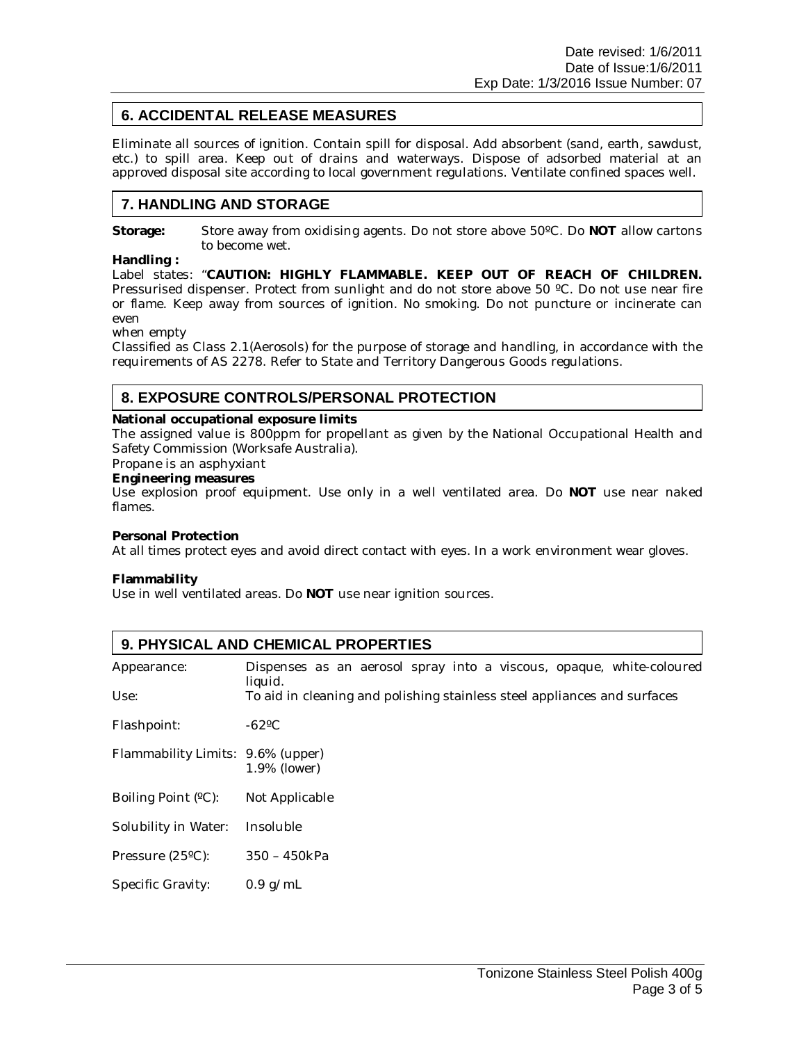## 6. ACCIDENTAL RELEASE MEASURES

Eliminate all sources of ignition. Contain spill for disposal. Add absorbent (sand, earth, sawdust, etc.) to spill area. Keep out of drains and waterways. Dispose of adsorbed material at an approved disposal site according to local government regulations. Ventilate confined spaces well.

## 7. HANDLING AND STORAGE

**Storage:** Store away from oxidising agents. Do not store above 50ºC. Do **NOT** allow cartons to become wet.

**Handling :**

Label states: "**CAUTION: HIGHLY FLAMMABLE. KEEP OUT OF REACH OF CHILDREN.** Pressurised dispenser. Protect from sunlight and do not store above 50 ºC. Do not use near fire or flame. Keep away from sources of ignition. No smoking. Do not puncture or incinerate can even when empty

Classified as Class 2.1(Aerosols) for the purpose of storage and handling, in accordance with the requirements of AS 2278. Refer to State and Territory Dangerous Goods regulations.

## 8. EXPOSURE CONTROLS/PERSONAL PROTECTION

**National occupational exposure limits**

The assigned value is 800ppm for propellant as given by the National Occupational Health and Safety Commission (Worksafe Australia).

Propane is an asphyxiant

**Engineering measures**

Use explosion proof equipment. Use only in a well ventilated area. Do **NOT** use near naked flames.

**Personal Protection**

At all times protect eyes and avoid direct contact with eyes. In a work environment wear gloves.

**Flammability**

Use in well ventilated areas. Do **NOT** use near ignition sources.

## 9. PHYSICAL AND CHEMICAL PROPERTIES

| | |
|---|---|
| Appearance: | Dispenses as an aerosol spray into a viscous, opaque, white-coloured liquid. |
| Use: | To aid in cleaning and polishing stainless steel appliances and surfaces |
| Flashpoint: | -62ºC |
| Flammability Limits: | 9.6% (upper)<br>1.9% (lower) |
| Boiling Point (ºC): | Not Applicable |
| Solubility in Water: | Insoluble |
| Pressure (25ºC): | 350 – 450kPa |
| Specific Gravity: | 0.9 g/mL |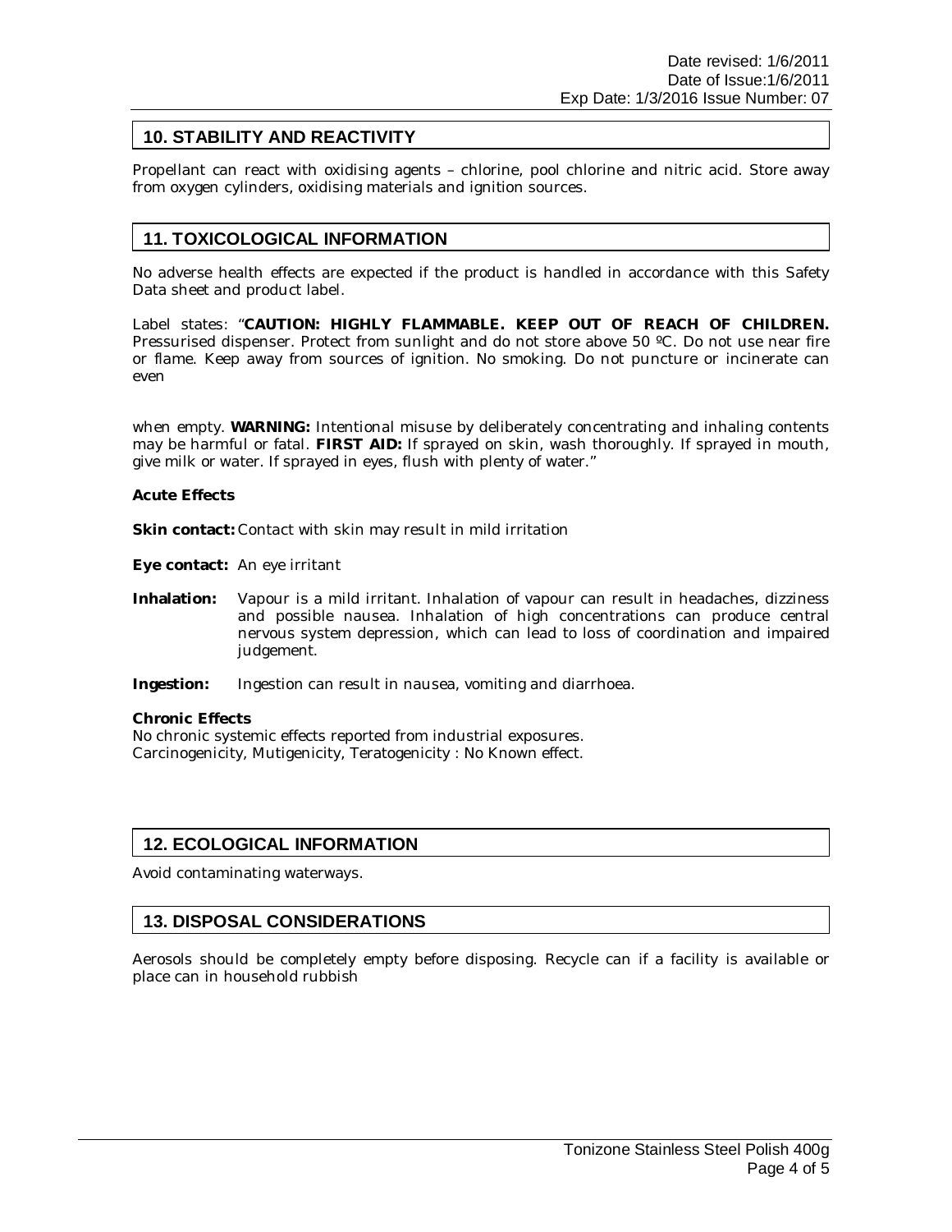## 10. STABILITY AND REACTIVITY

Propellant can react with oxidising agents – chlorine, pool chlorine and nitric acid. Store away from oxygen cylinders, oxidising materials and ignition sources.

## 11. TOXICOLOGICAL INFORMATION

No adverse health effects are expected if the product is handled in accordance with this Safety Data sheet and product label.

Label states: "**CAUTION: HIGHLY FLAMMABLE. KEEP OUT OF REACH OF CHILDREN.** Pressurised dispenser. Protect from sunlight and do not store above 50 ºC. Do not use near fire or flame. Keep away from sources of ignition. No smoking. Do not puncture or incinerate can even

when empty. **WARNING:** Intentional misuse by deliberately concentrating and inhaling contents may be harmful or fatal. **FIRST AID:** If sprayed on skin, wash thoroughly. If sprayed in mouth, give milk or water. If sprayed in eyes, flush with plenty of water."

**Acute Effects**

**Skin contact:** Contact with skin may result in mild irritation

**Eye contact:** An eye irritant

**Inhalation:** Vapour is a mild irritant. Inhalation of vapour can result in headaches, dizziness and possible nausea. Inhalation of high concentrations can produce central nervous system depression, which can lead to loss of coordination and impaired judgement.

**Ingestion:** Ingestion can result in nausea, vomiting and diarrhoea.

**Chronic Effects**
No chronic systemic effects reported from industrial exposures.
Carcinogenicity, Mutigenicity, Teratogenicity : No Known effect.

## 12. ECOLOGICAL INFORMATION

Avoid contaminating waterways.

## 13. DISPOSAL CONSIDERATIONS

Aerosols should be completely empty before disposing. Recycle can if a facility is available or place can in household rubbish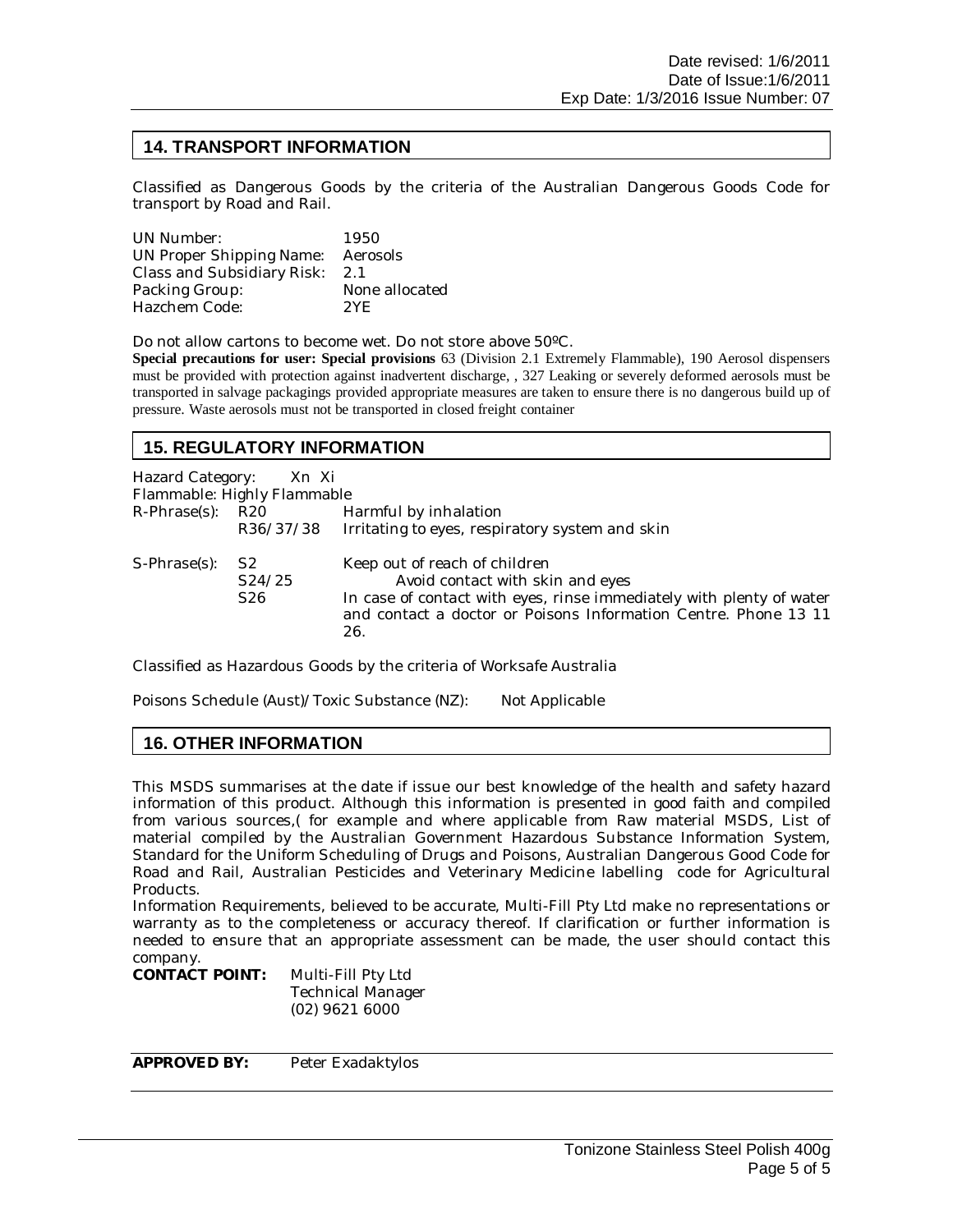## 14. TRANSPORT INFORMATION

Classified as Dangerous Goods by the criteria of the Australian Dangerous Goods Code for transport by Road and Rail.

| | |
|---|---|
| UN Number: | 1950 |
| UN Proper Shipping Name: | Aerosols |
| Class and Subsidiary Risk: | 2.1 |
| Packing Group: | None allocated |
| Hazchem Code: | 2YE |

Do not allow cartons to become wet. Do not store above 50ºC.

**Special precautions for user: Special provisions** 63 (Division 2.1 Extremely Flammable), 190 Aerosol dispensers must be provided with protection against inadvertent discharge, , 327 Leaking or severely deformed aerosols must be transported in salvage packagings provided appropriate measures are taken to ensure there is no dangerous build up of pressure. Waste aerosols must not be transported in closed freight container

## 15. REGULATORY INFORMATION

Hazard Category: Xn Xi
Flammable: Highly Flammable

| | | |
|---|---|---|
| R-Phrase(s): | R20 | Harmful by inhalation |
| | R36/37/38 | Irritating to eyes, respiratory system and skin |
| S-Phrase(s): | S2 | Keep out of reach of children |
| | S24/25 | Avoid contact with skin and eyes |
| | S26 | In case of contact with eyes, rinse immediately with plenty of water and contact a doctor or Poisons Information Centre. Phone 13 11 26. |

Classified as Hazardous Goods by the criteria of Worksafe Australia

Poisons Schedule (Aust)/Toxic Substance (NZ): Not Applicable

## 16. OTHER INFORMATION

This MSDS summarises at the date if issue our best knowledge of the health and safety hazard information of this product. Although this information is presented in good faith and compiled from various sources,( for example and where applicable from Raw material MSDS, List of material compiled by the Australian Government Hazardous Substance Information System, Standard for the Uniform Scheduling of Drugs and Poisons, Australian Dangerous Good Code for Road and Rail, Australian Pesticides and Veterinary Medicine labelling code for Agricultural Products.

Information Requirements, believed to be accurate, Multi-Fill Pty Ltd make no representations or warranty as to the completeness or accuracy thereof. If clarification or further information is needed to ensure that an appropriate assessment can be made, the user should contact this company.

**CONTACT POINT:** Multi-Fill Pty Ltd
Technical Manager
(02) 9621 6000

**APPROVED BY:** Peter Exadaktylos